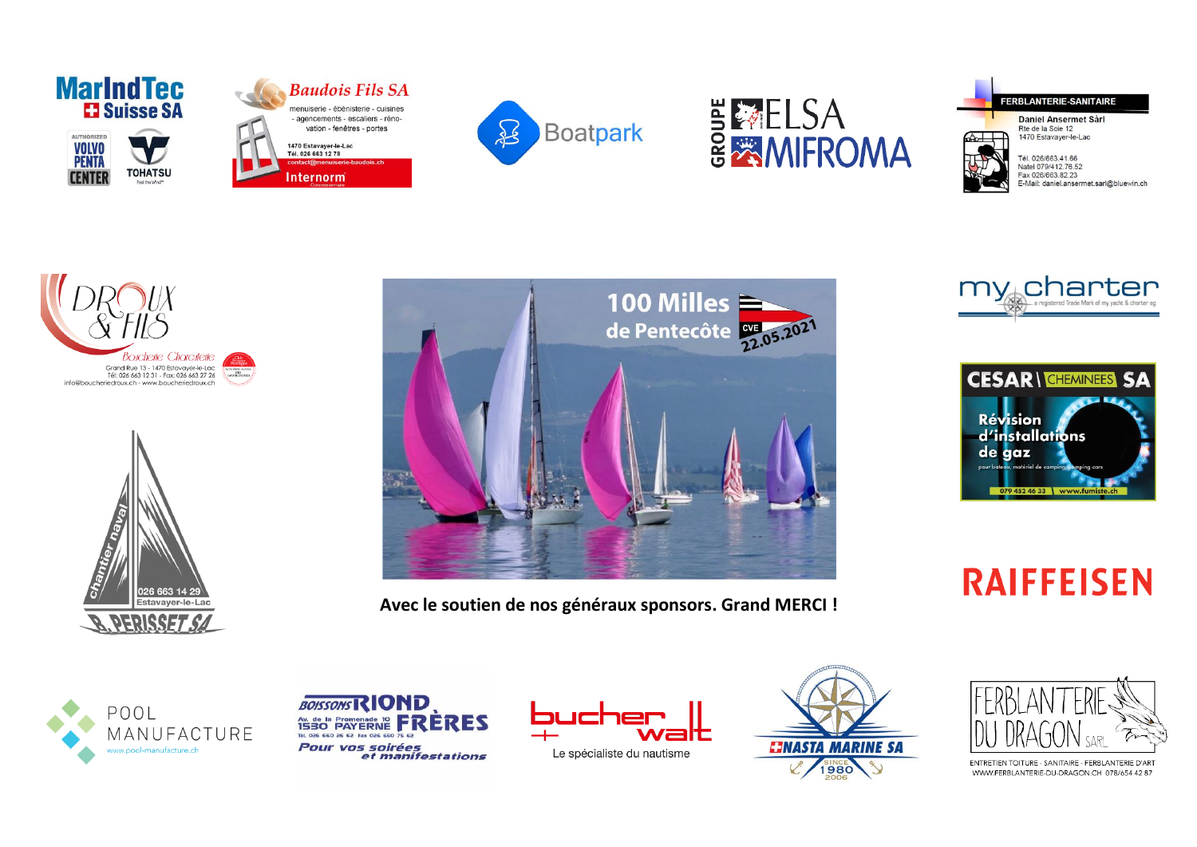MarIndTec Suisse SA

AUTHORIZED VOLVO PENTA CENTER

TOHATSU

Baudois Fils SA

menuiserie - ébénisterie - cuisines - agencements - escaliers - rénovation - fenêtres - portes

1470 Estavayer-le-Lac
Tél. 026 663 12 78
contact@menuiserie-baudois.ch

Internorm

Boatpark

GROUPE ELSA MIFROMA

FERBLANTERIE-SANITAIRE

Daniel Ansermet Sàrl
Rte de la Scie 12
1470 Estavayer-le-Lac

Tél. 026/663.41.66
Natel 079/412.76.52
Fax 026/663.82.23
E-Mail: daniel.ansermet.sarl@bluewin.ch

DROUX & FILS

Boucherie Charcuterie

Grand Rue 13 - 1470 Estavayer-le-Lac
Tél: 026 663 12 31 - Fax: 026 663 27 26
info@boucheriedroux.ch - www.boucheriedroux.ch

chantier naval

026 663 14 29
Estavayer-le-Lac

R. PERISSET SA

# 100 Milles de Pentecôte

CVE

22.05.2021

**Avec le soutien de nos généraux sponsors. Grand MERCI !**

my charter

CESAR CHEMINEES SA

Révision d'installations de gaz

pour bateau, matériel de camping, camping cars

079 452 46 33 www.fumiste.ch

RAIFFEISEN

POOL MANUFACTURE
www.pool-manufacture.ch

BOISSONS RIOND FRÈRES
Av. de la Promenade 10
1530 PAYERNE
Tél. 026 660 26 62 Fax 026 660 75 62
Pour vos soirées et manifestations

bucher walt
Le spécialiste du nautisme

NASTA MARINE SA
SINCE 1980 2006

FERBLANTERIE DU DRAGON SARL

ENTRETIEN TOITURE - SANITAIRE - FERBLANTERIE D'ART
WWW.FERBLANTERIE-DU-DRAGON.CH 078/654 42 87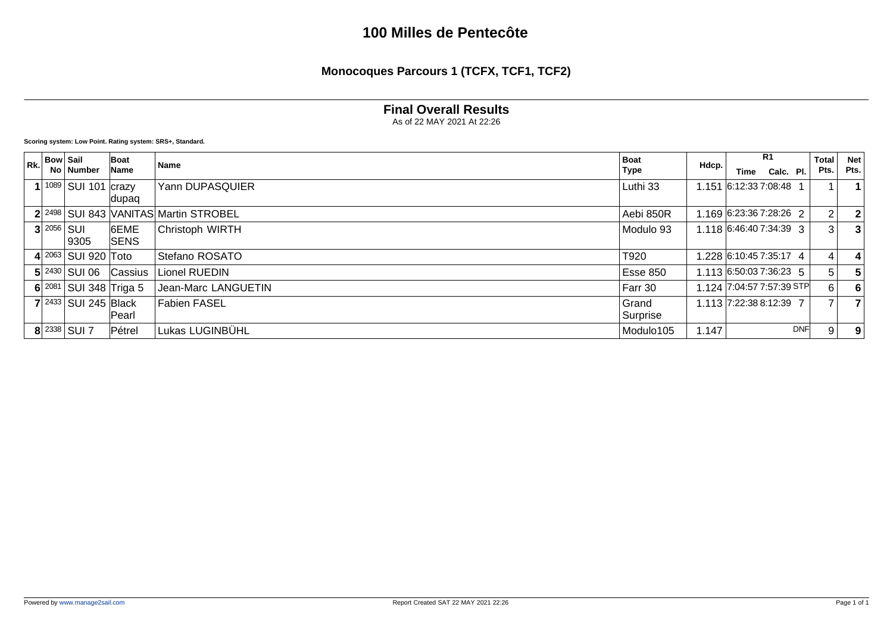# 100 Milles de Pentecôte

## Monocoques Parcours 1 (TCFX, TCF1, TCF2)

### Final Overall Results

As of 22 MAY 2021 At 22:26

**Scoring system: Low Point. Rating system: SRS+, Standard.**

| Rk. | Bow No | Sail Number | Boat Name | Name | Boat Type | Hdcp. | R1 Time | R1 Calc. | R1 Pl. | Total Pts. | Net Pts. |
|---|---|---|---|---|---|---|---|---|---|---|---|
| 1 | 1089 | SUI 101 | crazy dupaq | Yann DUPASQUIER | Luthi 33 | 1.151 | 6:12:33 | 7:08:48 | 1 | 1 | 1 |
| 2 | 2498 | SUI 843 | VANITAS | Martin STROBEL | Aebi 850R | 1.169 | 6:23:36 | 7:28:26 | 2 | 2 | 2 |
| 3 | 2056 | SUI 9305 | 6EME SENS | Christoph WIRTH | Modulo 93 | 1.118 | 6:46:40 | 7:34:39 | 3 | 3 | 3 |
| 4 | 2063 | SUI 920 | Toto | Stefano ROSATO | T920 | 1.228 | 6:10:45 | 7:35:17 | 4 | 4 | 4 |
| 5 | 2430 | SUI 06 | Cassius | Lionel RUEDIN | Esse 850 | 1.113 | 6:50:03 | 7:36:23 | 5 | 5 | 5 |
| 6 | 2081 | SUI 348 | Triga 5 | Jean-Marc LANGUETIN | Farr 30 | 1.124 | 7:04:57 | 7:57:39 | STP | 6 | 6 |
| 7 | 2433 | SUI 245 | Black Pearl | Fabien FASEL | Grand Surprise | 1.113 | 7:22:38 | 8:12:39 | 7 | 7 | 7 |
| 8 | 2338 | SUI 7 | Pétrel | Lukas LUGINBÜHL | Modulo105 | 1.147 | | | DNF | 9 | 9 |

Powered by www.manage2sail.com

Report Created SAT 22 MAY 2021 22:26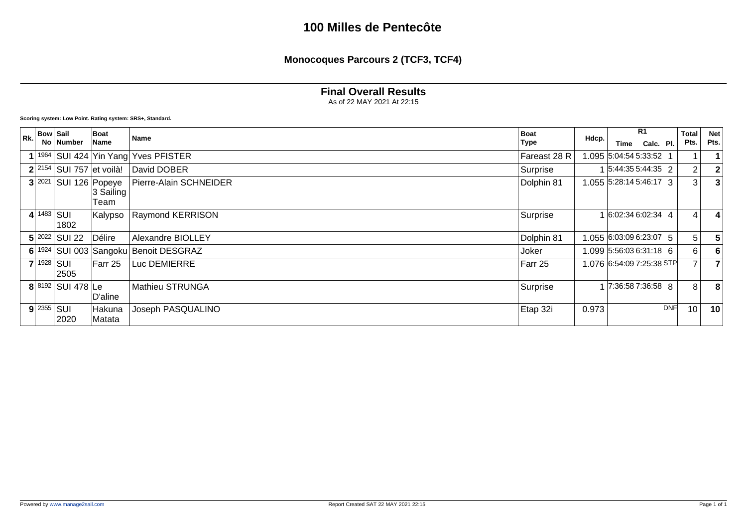# 100 Milles de Pentecôte

## Monocoques Parcours 2 (TCF3, TCF4)

### Final Overall Results

As of 22 MAY 2021 At 22:15

**Scoring system: Low Point. Rating system: SRS+, Standard.**

| Rk. | Bow No | Sail Number | Boat Name | Name | Boat Type | Hdcp. | R1 Time | R1 Calc. | R1 Pl. | Total Pts. | Net Pts. |
|---|---|---|---|---|---|---|---|---|---|---|---|
| 1 | 1964 | SUI 424 | Yin Yang | Yves PFISTER | Fareast 28 R | 1.095 | 5:04:54 | 5:33:52 | 1 | 1 | 1 |
| 2 | 2154 | SUI 757 | et voilà! | David DOBER | Surprise | 1 | 5:44:35 | 5:44:35 | 2 | 2 | 2 |
| 3 | 2021 | SUI 126 | Popeye 3 Sailing Team | Pierre-Alain SCHNEIDER | Dolphin 81 | 1.055 | 5:28:14 | 5:46:17 | 3 | 3 | 3 |
| 4 | 1483 | SUI 1802 | Kalypso | Raymond KERRISON | Surprise | 1 | 6:02:34 | 6:02:34 | 4 | 4 | 4 |
| 5 | 2022 | SUI 22 | Délire | Alexandre BIOLLEY | Dolphin 81 | 1.055 | 6:03:09 | 6:23:07 | 5 | 5 | 5 |
| 6 | 1924 | SUI 003 | Sangoku | Benoit DESGRAZ | Joker | 1.099 | 5:56:03 | 6:31:18 | 6 | 6 | 6 |
| 7 | 1928 | SUI 2505 | Farr 25 | Luc DEMIERRE | Farr 25 | 1.076 | 6:54:09 | 7:25:38 | STP | 7 | 7 |
| 8 | 8192 | SUI 478 | Le D'aline | Mathieu STRUNGA | Surprise | 1 | 7:36:58 | 7:36:58 | 8 | 8 | 8 |
| 9 | 2355 | SUI 2020 | Hakuna Matata | Joseph PASQUALINO | Etap 32i | 0.973 | | | DNF | 10 | 10 |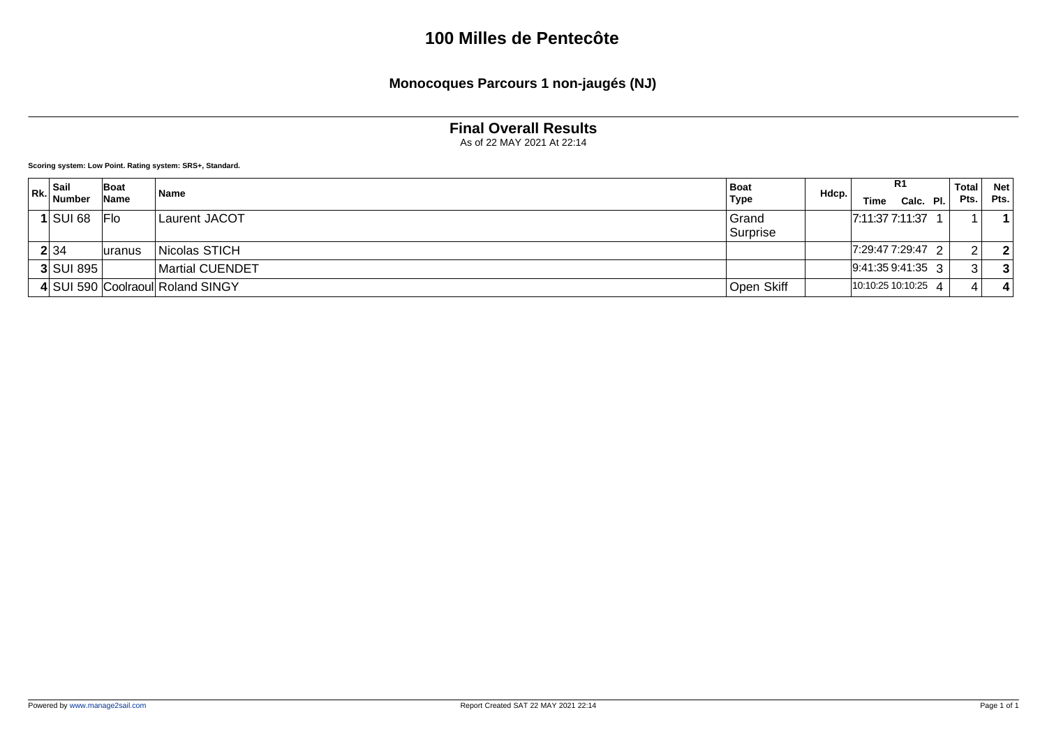# 100 Milles de Pentecôte

## Monocoques Parcours 1 non-jaugés (NJ)

### Final Overall Results

As of 22 MAY 2021 At 22:14

**Scoring system: Low Point. Rating system: SRS+, Standard.**

| Rk. | Sail Number | Boat Name | Name | Boat Type | Hdcp. | R1 | | | Total Pts. | Net Pts. |
|---|---|---|---|---|---|---|---|---|---|---|
| | | | | | | Time | Calc. | Pl. | | |
| **1** | SUI 68 | Flo | Laurent JACOT | Grand Surprise | | 7:11:37 | 7:11:37 | 1 | 1 | **1** |
| **2** | 34 | uranus | Nicolas STICH | | | 7:29:47 | 7:29:47 | 2 | 2 | **2** |
| **3** | SUI 895 | | Martial CUENDET | | | 9:41:35 | 9:41:35 | 3 | 3 | **3** |
| **4** | SUI 590 | Coolraoul | Roland SINGY | Open Skiff | | 10:10:25 | 10:10:25 | 4 | 4 | **4** |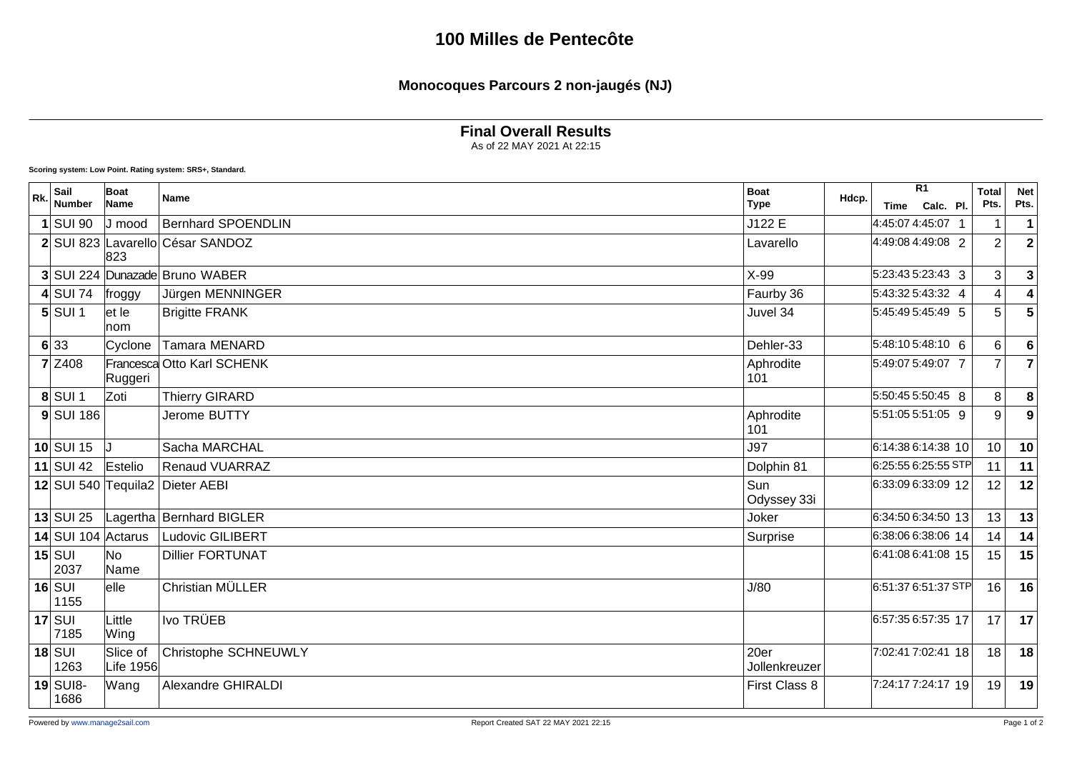# 100 Milles de Pentecôte

## Monocoques Parcours 2 non-jaugés (NJ)

### Final Overall Results

As of 22 MAY 2021 At 22:15

**Scoring system: Low Point. Rating system: SRS+, Standard.**

| Rk. | Sail Number | Boat Name | Name | Boat Type | Hdcp. | R1 Time | R1 Calc. | R1 Pl. | Total Pts. | Net Pts. |
|---|---|---|---|---|---|---|---|---|---|---|
| **1** | SUI 90 | J mood | Bernhard SPOENDLIN | J122 E | | 4:45:07 | 4:45:07 | 1 | 1 | **1** |
| **2** | SUI 823 | Lavarello 823 | César SANDOZ | Lavarello | | 4:49:08 | 4:49:08 | 2 | 2 | **2** |
| **3** | SUI 224 | Dunazade | Bruno WABER | X-99 | | 5:23:43 | 5:23:43 | 3 | 3 | **3** |
| **4** | SUI 74 | froggy | Jürgen MENNINGER | Faurby 36 | | 5:43:32 | 5:43:32 | 4 | 4 | **4** |
| **5** | SUI 1 | et le nom | Brigitte FRANK | Juvel 34 | | 5:45:49 | 5:45:49 | 5 | 5 | **5** |
| **6** | 33 | Cyclone | Tamara MENARD | Dehler-33 | | 5:48:10 | 5:48:10 | 6 | 6 | **6** |
| **7** | Z408 | Francesca Ruggeri | Otto Karl SCHENK | Aphrodite 101 | | 5:49:07 | 5:49:07 | 7 | 7 | **7** |
| **8** | SUI 1 | Zoti | Thierry GIRARD | | | 5:50:45 | 5:50:45 | 8 | 8 | **8** |
| **9** | SUI 186 | | Jerome BUTTY | Aphrodite 101 | | 5:51:05 | 5:51:05 | 9 | 9 | **9** |
| **10** | SUI 15 | J | Sacha MARCHAL | J97 | | 6:14:38 | 6:14:38 | 10 | 10 | **10** |
| **11** | SUI 42 | Estelio | Renaud VUARRAZ | Dolphin 81 | | 6:25:55 | 6:25:55 | STP | 11 | **11** |
| **12** | SUI 540 | Tequila2 | Dieter AEBI | Sun Odyssey 33i | | 6:33:09 | 6:33:09 | 12 | 12 | **12** |
| **13** | SUI 25 | Lagertha | Bernhard BIGLER | Joker | | 6:34:50 | 6:34:50 | 13 | 13 | **13** |
| **14** | SUI 104 | Actarus | Ludovic GILIBERT | Surprise | | 6:38:06 | 6:38:06 | 14 | 14 | **14** |
| **15** | SUI 2037 | No Name | Dillier FORTUNAT | | | 6:41:08 | 6:41:08 | 15 | 15 | **15** |
| **16** | SUI 1155 | elle | Christian MÜLLER | J/80 | | 6:51:37 | 6:51:37 | STP | 16 | **16** |
| **17** | SUI 7185 | Little Wing | Ivo TRÜEB | | | 6:57:35 | 6:57:35 | 17 | 17 | **17** |
| **18** | SUI 1263 | Slice of Life 1956 | Christophe SCHNEUWLY | 20er Jollenkreuzer | | 7:02:41 | 7:02:41 | 18 | 18 | **18** |
| **19** | SUI8-1686 | Wang | Alexandre GHIRALDI | First Class 8 | | 7:24:17 | 7:24:17 | 19 | 19 | **19** |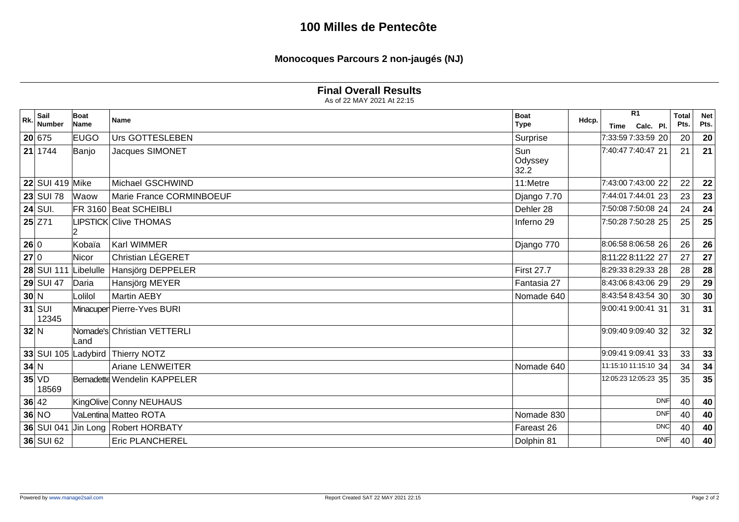# 100 Milles de Pentecôte

## Monocoques Parcours 2 non-jaugés (NJ)

### Final Overall Results

As of 22 MAY 2021 At 22:15

| Rk. | Sail Number | Boat Name | Name | Boat Type | Hdcp. | R1 | | | Total Pts. | Net Pts. |
|---|---|---|---|---|---|---|---|---|---|---|
| | | | | | | Time | Calc. | Pl. | | |
| 20 | 675 | EUGO | Urs GOTTESLEBEN | Surprise | | 7:33:59 | 7:33:59 | 20 | 20 | 20 |
| 21 | 1744 | Banjo | Jacques SIMONET | Sun Odyssey 32.2 | | 7:40:47 | 7:40:47 | 21 | 21 | 21 |
| 22 | SUI 419 | Mike | Michael GSCHWIND | 11:Metre | | 7:43:00 | 7:43:00 | 22 | 22 | 22 |
| 23 | SUI 78 | Waow | Marie France CORMINBOEUF | Django 7.70 | | 7:44:01 | 7:44:01 | 23 | 23 | 23 |
| 24 | SUI. | FR 3160 | Beat SCHEIBLI | Dehler 28 | | 7:50:08 | 7:50:08 | 24 | 24 | 24 |
| 25 | Z71 | LIPSTICK 2 | Clive THOMAS | Inferno 29 | | 7:50:28 | 7:50:28 | 25 | 25 | 25 |
| 26 | 0 | Kobaïa | Karl WIMMER | Django 770 | | 8:06:58 | 8:06:58 | 26 | 26 | 26 |
| 27 | 0 | Nicor | Christian LÉGERET | | | 8:11:22 | 8:11:22 | 27 | 27 | 27 |
| 28 | SUI 111 | Libelulle | Hansjörg DEPPELER | First 27.7 | | 8:29:33 | 8:29:33 | 28 | 28 | 28 |
| 29 | SUI 47 | Daria | Hansjörg MEYER | Fantasia 27 | | 8:43:06 | 8:43:06 | 29 | 29 | 29 |
| 30 | N | Lolilol | Martin AEBY | Nomade 640 | | 8:43:54 | 8:43:54 | 30 | 30 | 30 |
| 31 | SUI 12345 | Minacuper | Pierre-Yves BURI | | | 9:00:41 | 9:00:41 | 31 | 31 | 31 |
| 32 | N | Nomade's Land | Christian VETTERLI | | | 9:09:40 | 9:09:40 | 32 | 32 | 32 |
| 33 | SUI 105 | Ladybird | Thierry NOTZ | | | 9:09:41 | 9:09:41 | 33 | 33 | 33 |
| 34 | N | | Ariane LENWEITER | Nomade 640 | | 11:15:10 | 11:15:10 | 34 | 34 | 34 |
| 35 | VD 18569 | Bernadette | Wendelin KAPPELER | | | 12:05:23 | 12:05:23 | 35 | 35 | 35 |
| 36 | 42 | KingOlive | Conny NEUHAUS | | | | | DNF | 40 | 40 |
| 36 | NO | VaLentina | Matteo ROTA | Nomade 830 | | | | DNF | 40 | 40 |
| 36 | SUI 041 | Jin Long | Robert HORBATY | Fareast 26 | | | | DNC | 40 | 40 |
| 36 | SUI 62 | | Eric PLANCHEREL | Dolphin 81 | | | | DNF | 40 | 40 |

Powered by www.manage2sail.com

Report Created SAT 22 MAY 2021 22:15